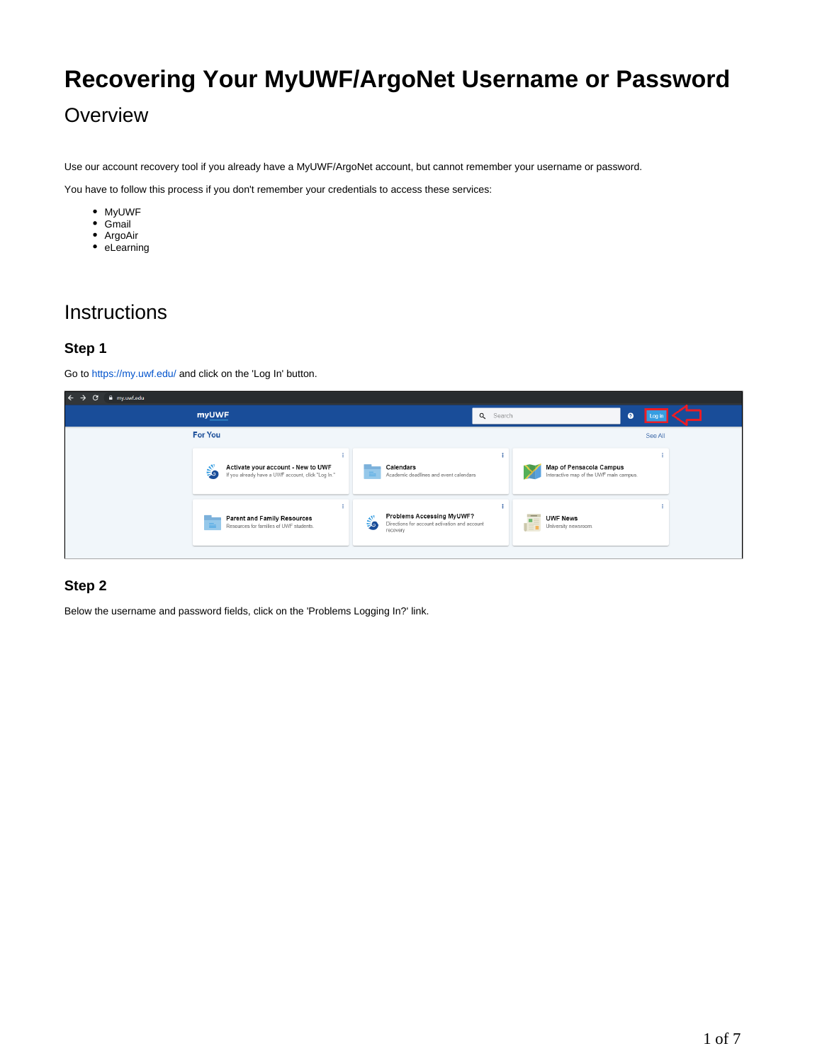# Recovering Your MyUWF/ArgoNet Username or Password

## Overview

Use our account recovery tool if you already have a MyUWF/ArgoNet account, but cannot remember your username or password.

You have to follow this process if you don't remember your credentials to access these services:

- MyUWF
- Gmail
- ArgoAir
- eLearning

## Instructions

### Step 1

Go to https://my.uwf.edu/ and click on the 'Log In' button.

### Step 2

Below the username and password fields, click on the 'Problems Logging In?' link.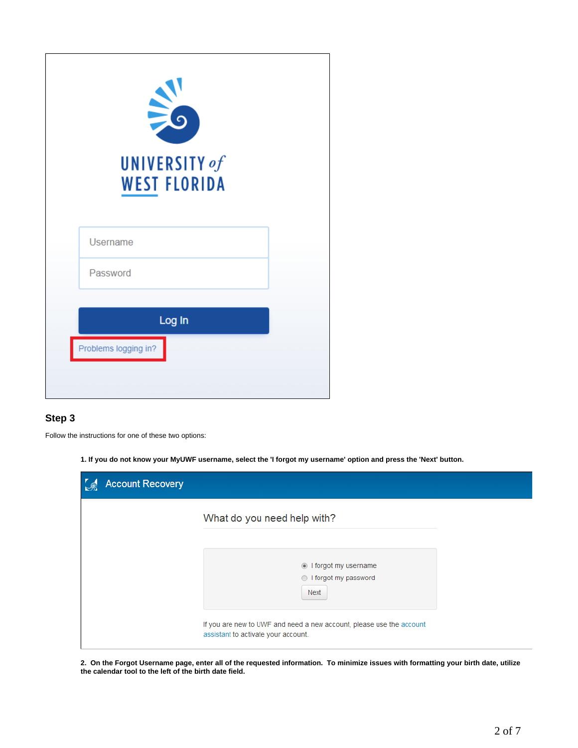## Step 3

Follow the instructions for one of these two options:

**1. If you do not know your MyUWF username, select the 'I forgot my username' option and press the 'Next' button.**

**2. On the Forgot Username page, enter all of the requested information. To minimize issues with formatting your birth date, utilize the calendar tool to the left of the birth date field.**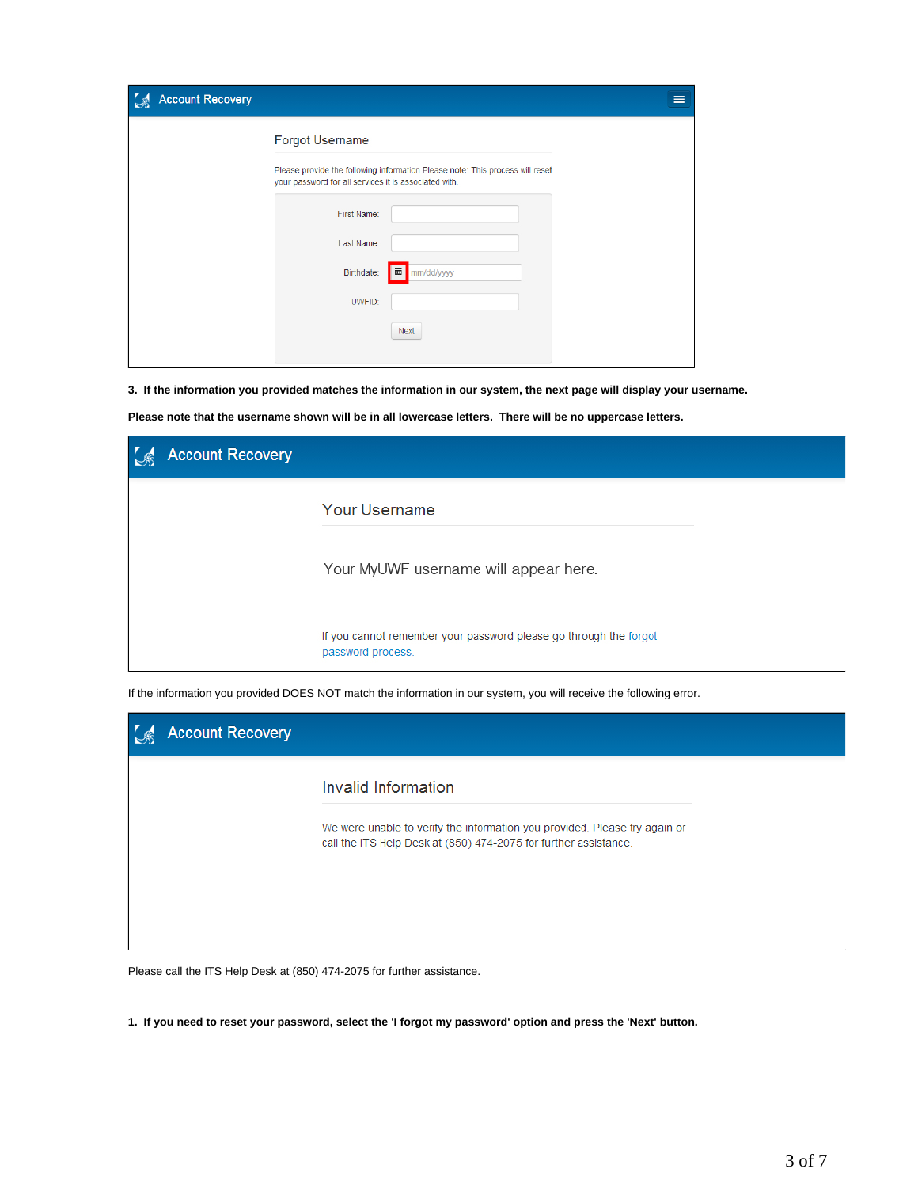**Account Recovery**

Forgot Username

Please provide the following information Please note: This process will reset your password for all services it is associated with.

First Name:

Last Name:

Birthdate: mm/dd/yyyy

UWFID:

Next

**3. If the information you provided matches the information in our system, the next page will display your username.**

**Please note that the username shown will be in all lowercase letters. There will be no uppercase letters.**

**Account Recovery**

Your Username

Your MyUWF username will appear here.

If you cannot remember your password please go through the forgot password process.

If the information you provided DOES NOT match the information in our system, you will receive the following error.

**Account Recovery**

Invalid Information

We were unable to verify the information you provided. Please try again or call the ITS Help Desk at (850) 474-2075 for further assistance.

Please call the ITS Help Desk at (850) 474-2075 for further assistance.

**1. If you need to reset your password, select the 'I forgot my password' option and press the 'Next' button.**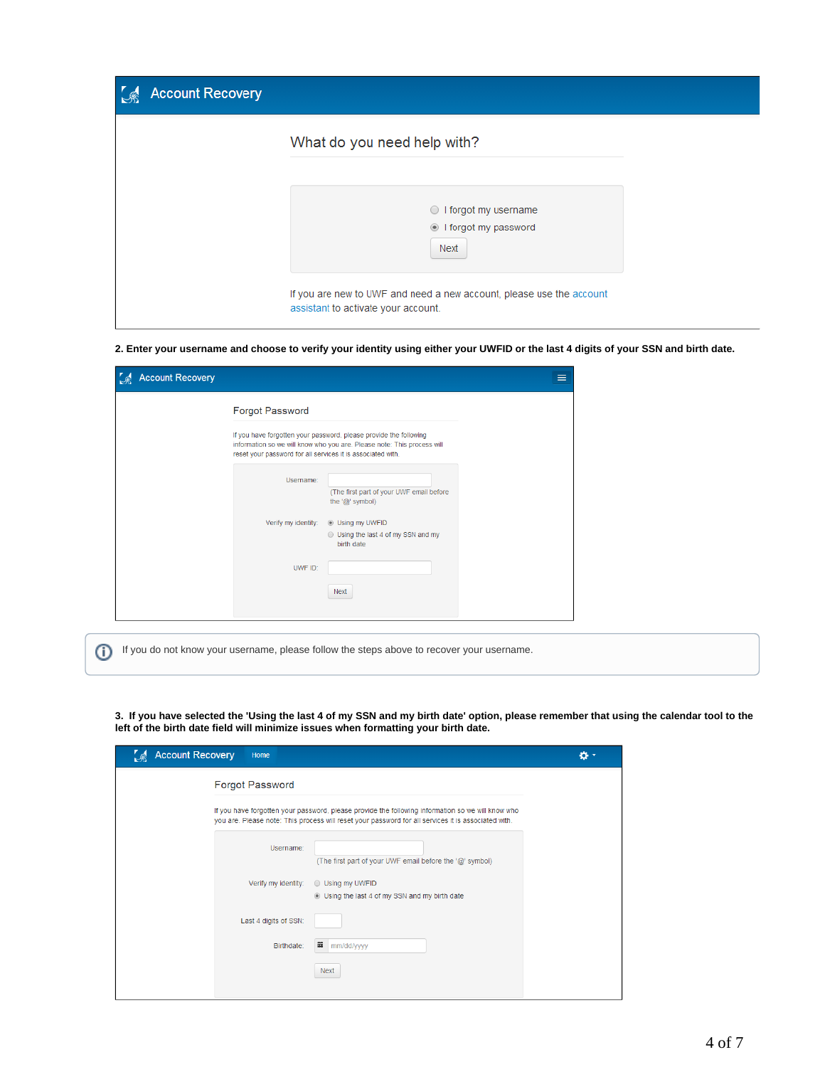**Account Recovery**

What do you need help with?

- I forgot my username
- I forgot my password

Next

If you are new to UWF and need a new account, please use the account assistant to activate your account.

**2. Enter your username and choose to verify your identity using either your UWFID or the last 4 digits of your SSN and birth date.**

**Account Recovery**

Forgot Password

If you have forgotten your password, please provide the following information so we will know who you are. Please note: This process will reset your password for all services it is associated with.

Username: (The first part of your UWF email before the '@' symbol)

Verify my identity:
- Using my UWFID
- Using the last 4 of my SSN and my birth date

UWF ID:

Next

If you do not know your username, please follow the steps above to recover your username.

**3. If you have selected the 'Using the last 4 of my SSN and my birth date' option, please remember that using the calendar tool to the left of the birth date field will minimize issues when formatting your birth date.**

**Account Recovery** Home

Forgot Password

If you have forgotten your password, please provide the following information so we will know who you are. Please note: This process will reset your password for all services it is associated with.

Username: (The first part of your UWF email before the '@' symbol)

Verify my identity:
- Using my UWFID
- Using the last 4 of my SSN and my birth date

Last 4 digits of SSN:

Birthdate: mm/dd/yyyy

Next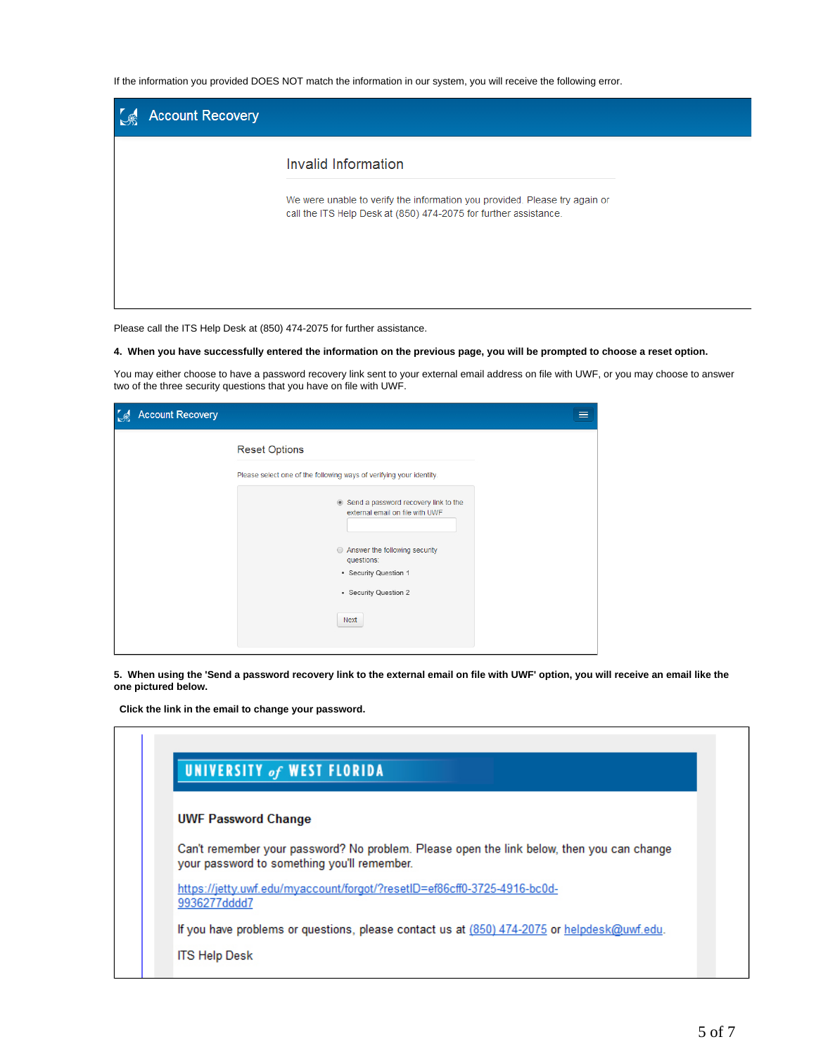If the information you provided DOES NOT match the information in our system, you will receive the following error.

Account Recovery

Invalid Information

We were unable to verify the information you provided. Please try again or call the ITS Help Desk at (850) 474-2075 for further assistance.

Please call the ITS Help Desk at (850) 474-2075 for further assistance.

**4. When you have successfully entered the information on the previous page, you will be prompted to choose a reset option.**

You may either choose to have a password recovery link sent to your external email address on file with UWF, or you may choose to answer two of the three security questions that you have on file with UWF.

Account Recovery

Reset Options

Please select one of the following ways of verifying your identity

- Send a password recovery link to the external email on file with UWF
- Answer the following security questions:
  - Security Question 1
  - Security Question 2

Next

**5. When using the 'Send a password recovery link to the external email on file with UWF' option, you will receive an email like the one pictured below.**

**Click the link in the email to change your password.**

UNIVERSITY of WEST FLORIDA

**UWF Password Change**

Can't remember your password? No problem. Please open the link below, then you can change your password to something you'll remember.

https://jetty.uwf.edu/myaccount/forgot/?resetID=ef86cff0-3725-4916-bc0d-9936277dddd7

If you have problems or questions, please contact us at (850) 474-2075 or helpdesk@uwf.edu.

ITS Help Desk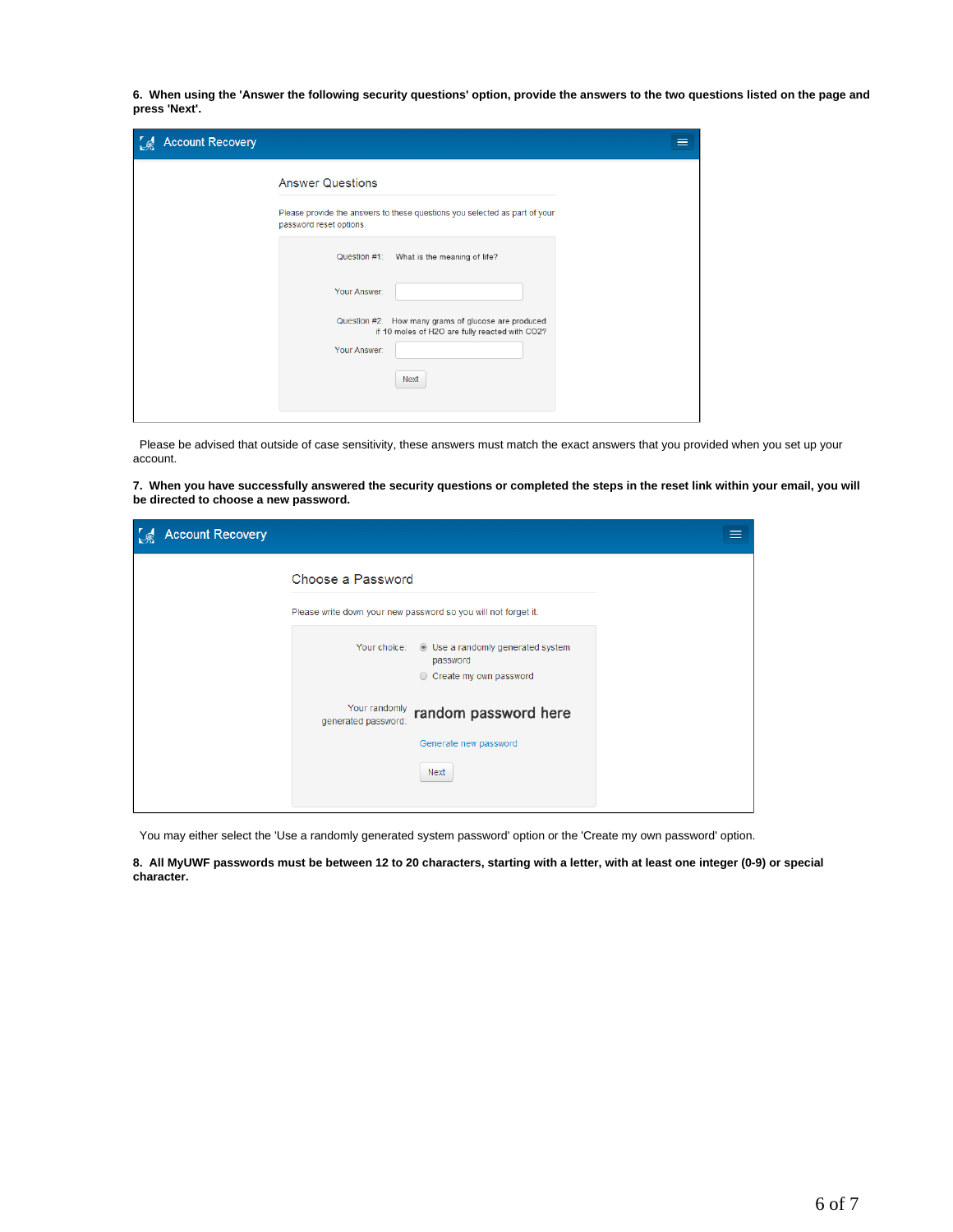**6. When using the 'Answer the following security questions' option, provide the answers to the two questions listed on the page and press 'Next'.**

Account Recovery

Answer Questions

Please provide the answers to these questions you selected as part of your password reset options.

Question #1: What is the meaning of life?

Your Answer:

Question #2: How many grams of glucose are produced if 10 moles of $H_2O$ are fully reacted with $CO_2$?

Your Answer:

Next

Please be advised that outside of case sensitivity, these answers must match the exact answers that you provided when you set up your account.

**7. When you have successfully answered the security questions or completed the steps in the reset link within your email, you will be directed to choose a new password.**

Account Recovery

Choose a Password

Please write down your new password so you will not forget it.

Your choice: Use a randomly generated system password / Create my own password

Your randomly generated password: random password here

Generate new password

Next

You may either select the 'Use a randomly generated system password' option or the 'Create my own password' option.

**8. All MyUWF passwords must be between 12 to 20 characters, starting with a letter, with at least one integer (0-9) or special character.**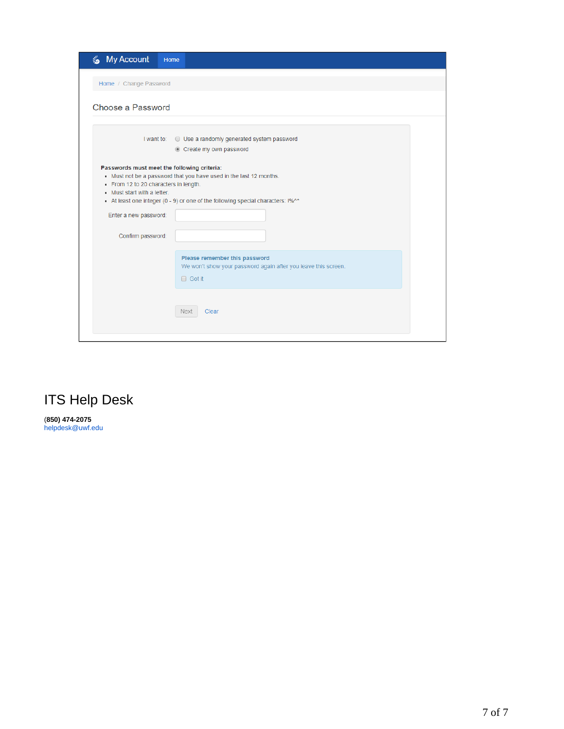My Account | Home

Home / Change Password

Choose a Password

I want to:
- ○ Use a randomly generated system password
- ◉ Create my own password

**Passwords must meet the following criteria:**

- Must not be a password that you have used in the last 12 months.
- From 12 to 20 characters in length.
- Must start with a letter.
- At least one integer (0 - 9) or one of the following special characters: !%^*

Enter a new password:

Confirm password:

**Please remember this password**
We won't show your password again after you leave this screen.
☐ Got it

Next Clear

# ITS Help Desk

**(850) 474-2075**
helpdesk@uwf.edu